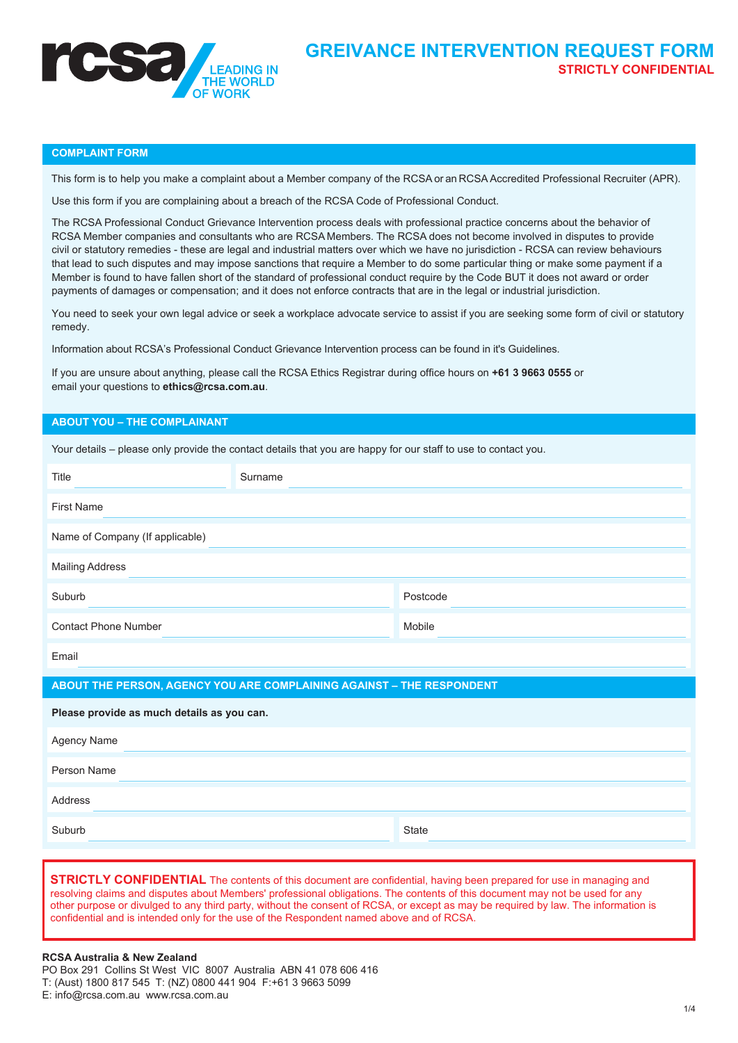rcsa LEADING IN THE WORLD OF WORK

# GREIVANCE INTERVENTION REQUEST FORM

**STRICTLY CONFIDENTIAL**

## COMPLAINT FORM

This form is to help you make a complaint about a Member company of the RCSA or an RCSA Accredited Professional Recruiter (APR).

Use this form if you are complaining about a breach of the RCSA Code of Professional Conduct.

The RCSA Professional Conduct Grievance Intervention process deals with professional practice concerns about the behavior of RCSA Member companies and consultants who are RCSA Members. The RCSA does not become involved in disputes to provide civil or statutory remedies - these are legal and industrial matters over which we have no jurisdiction - RCSA can review behaviours that lead to such disputes and may impose sanctions that require a Member to do some particular thing or make some payment if a Member is found to have fallen short of the standard of professional conduct require by the Code BUT it does not award or order payments of damages or compensation; and it does not enforce contracts that are in the legal or industrial jurisdiction.

You need to seek your own legal advice or seek a workplace advocate service to assist if you are seeking some form of civil or statutory remedy.

Information about RCSA's Professional Conduct Grievance Intervention process can be found in it's Guidelines.

If you are unsure about anything, please call the RCSA Ethics Registrar during office hours on **+61 3 9663 0555** or email your questions to **ethics@rcsa.com.au**.

## ABOUT YOU – THE COMPLAINANT

Your details – please only provide the contact details that you are happy for our staff to use to contact you.

Title ______________ Surname ______________

First Name ______________

Name of Company (If applicable) ______________

Mailing Address ______________

Suburb ______________ Postcode ______________

Contact Phone Number ______________ Mobile ______________

Email ______________

## ABOUT THE PERSON, AGENCY YOU ARE COMPLAINING AGAINST – THE RESPONDENT

**Please provide as much details as you can.**

Agency Name ______________

Person Name ______________

Address ______________

Suburb ______________ State ______________

**STRICTLY CONFIDENTIAL** The contents of this document are confidential, having been prepared for use in managing and resolving claims and disputes about Members' professional obligations. The contents of this document may not be used for any other purpose or divulged to any third party, without the consent of RCSA, or except as may be required by law. The information is confidential and is intended only for the use of the Respondent named above and of RCSA.

**RCSA Australia & New Zealand**
PO Box 291 Collins St West VIC 8007 Australia ABN 41 078 606 416
T: (Aust) 1800 817 545 T: (NZ) 0800 441 904 F:+61 3 9663 5099
E: info@rcsa.com.au www.rcsa.com.au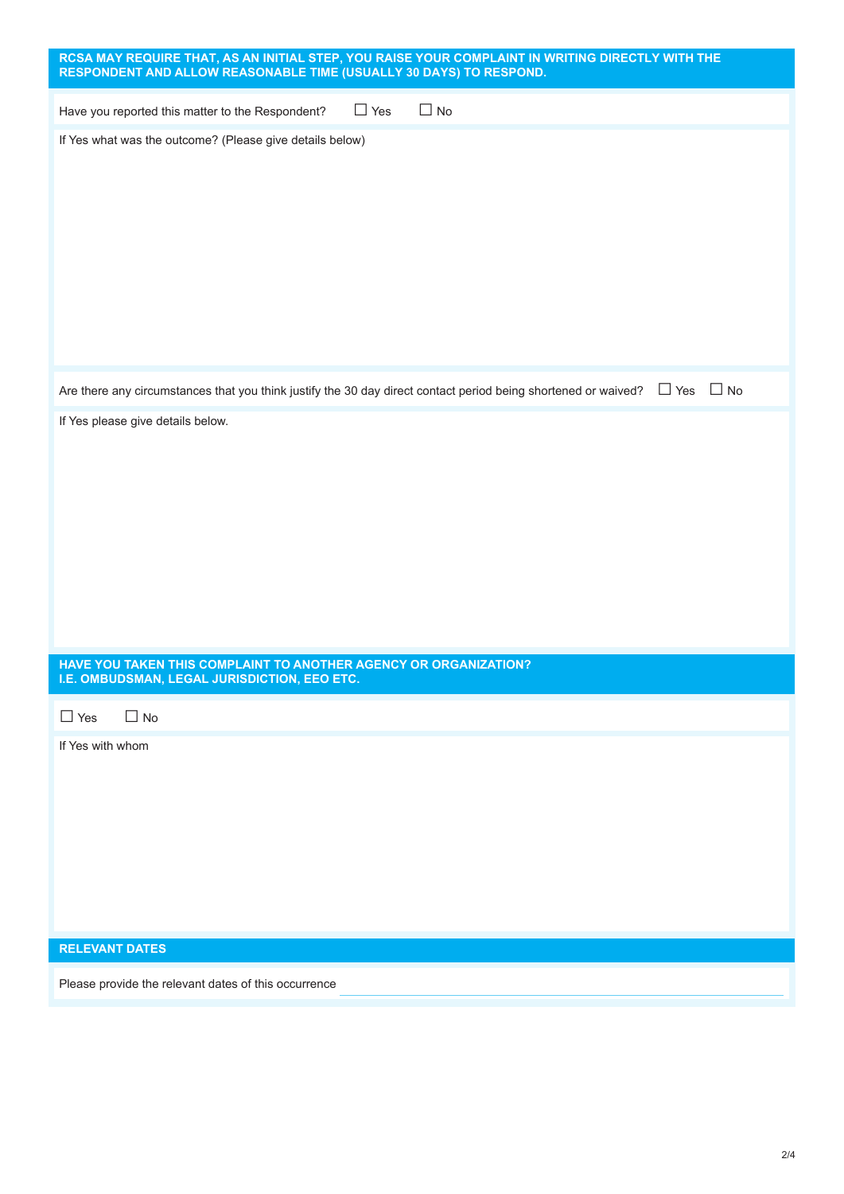## RCSA MAY REQUIRE THAT, AS AN INITIAL STEP, YOU RAISE YOUR COMPLAINT IN WRITING DIRECTLY WITH THE RESPONDENT AND ALLOW REASONABLE TIME (USUALLY 30 DAYS) TO RESPOND.

Have you reported this matter to the Respondent? ☐ Yes ☐ No

If Yes what was the outcome? (Please give details below)

Are there any circumstances that you think justify the 30 day direct contact period being shortened or waived? ☐ Yes ☐ No

If Yes please give details below.

## HAVE YOU TAKEN THIS COMPLAINT TO ANOTHER AGENCY OR ORGANIZATION? I.E. OMBUDSMAN, LEGAL JURISDICTION, EEO ETC.

☐ Yes ☐ No

If Yes with whom

## RELEVANT DATES

Please provide the relevant dates of this occurrence ______________________________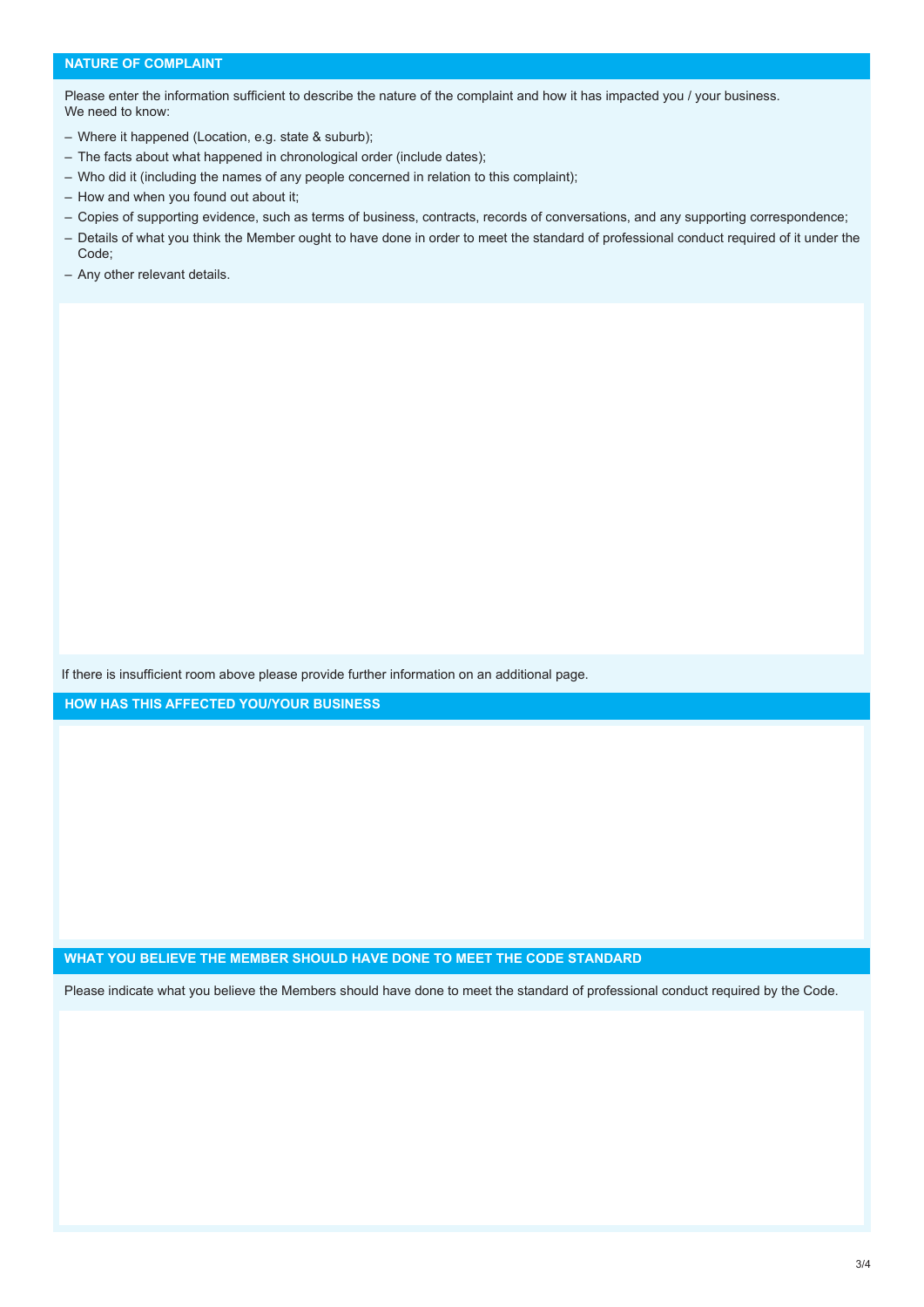## NATURE OF COMPLAINT

Please enter the information sufficient to describe the nature of the complaint and how it has impacted you / your business.
We need to know:

- Where it happened (Location, e.g. state & suburb);
- The facts about what happened in chronological order (include dates);
- Who did it (including the names of any people concerned in relation to this complaint);
- How and when you found out about it;
- Copies of supporting evidence, such as terms of business, contracts, records of conversations, and any supporting correspondence;
- Details of what you think the Member ought to have done in order to meet the standard of professional conduct required of it under the Code;
- Any other relevant details.

If there is insufficient room above please provide further information on an additional page.

## HOW HAS THIS AFFECTED YOU/YOUR BUSINESS

## WHAT YOU BELIEVE THE MEMBER SHOULD HAVE DONE TO MEET THE CODE STANDARD

Please indicate what you believe the Members should have done to meet the standard of professional conduct required by the Code.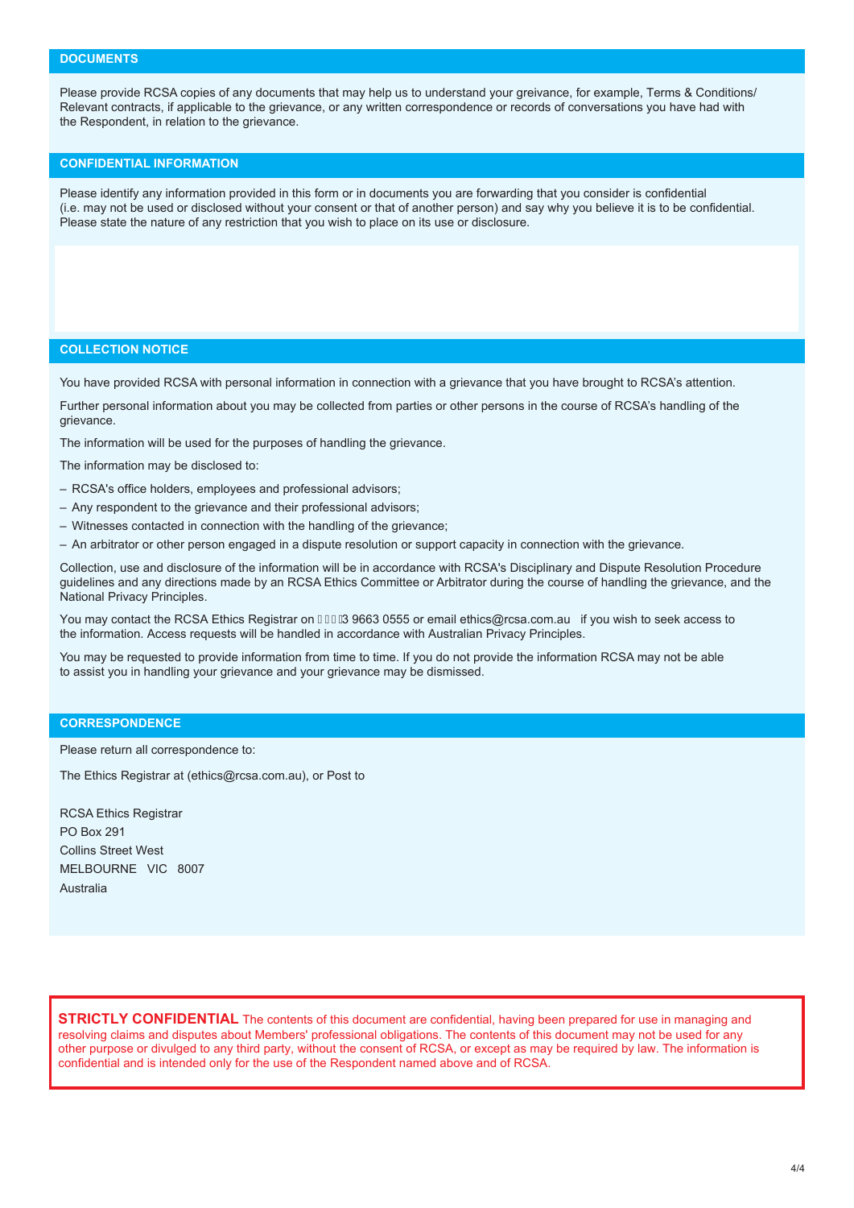## DOCUMENTS

Please provide RCSA copies of any documents that may help us to understand your greivance, for example, Terms & Conditions/ Relevant contracts, if applicable to the grievance, or any written correspondence or records of conversations you have had with the Respondent, in relation to the grievance.

## CONFIDENTIAL INFORMATION

Please identify any information provided in this form or in documents you are forwarding that you consider is confidential (i.e. may not be used or disclosed without your consent or that of another person) and say why you believe it is to be confidential. Please state the nature of any restriction that you wish to place on its use or disclosure.

## COLLECTION NOTICE

You have provided RCSA with personal information in connection with a grievance that you have brought to RCSA's attention.

Further personal information about you may be collected from parties or other persons in the course of RCSA's handling of the grievance.

The information will be used for the purposes of handling the grievance.

The information may be disclosed to:

– RCSA's office holders, employees and professional advisors;
– Any respondent to the grievance and their professional advisors;
– Witnesses contacted in connection with the handling of the grievance;
– An arbitrator or other person engaged in a dispute resolution or support capacity in connection with the grievance.

Collection, use and disclosure of the information will be in accordance with RCSA's Disciplinary and Dispute Resolution Procedure guidelines and any directions made by an RCSA Ethics Committee or Arbitrator during the course of handling the grievance, and the National Privacy Principles.

You may contact the RCSA Ethics Registrar on 3 9663 0555 or email ethics@rcsa.com.au if you wish to seek access to the information. Access requests will be handled in accordance with Australian Privacy Principles.

You may be requested to provide information from time to time. If you do not provide the information RCSA may not be able to assist you in handling your grievance and your grievance may be dismissed.

## CORRESPONDENCE

Please return all correspondence to:

The Ethics Registrar at (ethics@rcsa.com.au), or Post to

RCSA Ethics Registrar
PO Box 291
Collins Street West
MELBOURNE VIC 8007
Australia

**STRICTLY CONFIDENTIAL** The contents of this document are confidential, having been prepared for use in managing and resolving claims and disputes about Members' professional obligations. The contents of this document may not be used for any other purpose or divulged to any third party, without the consent of RCSA, or except as may be required by law. The information is confidential and is intended only for the use of the Respondent named above and of RCSA.